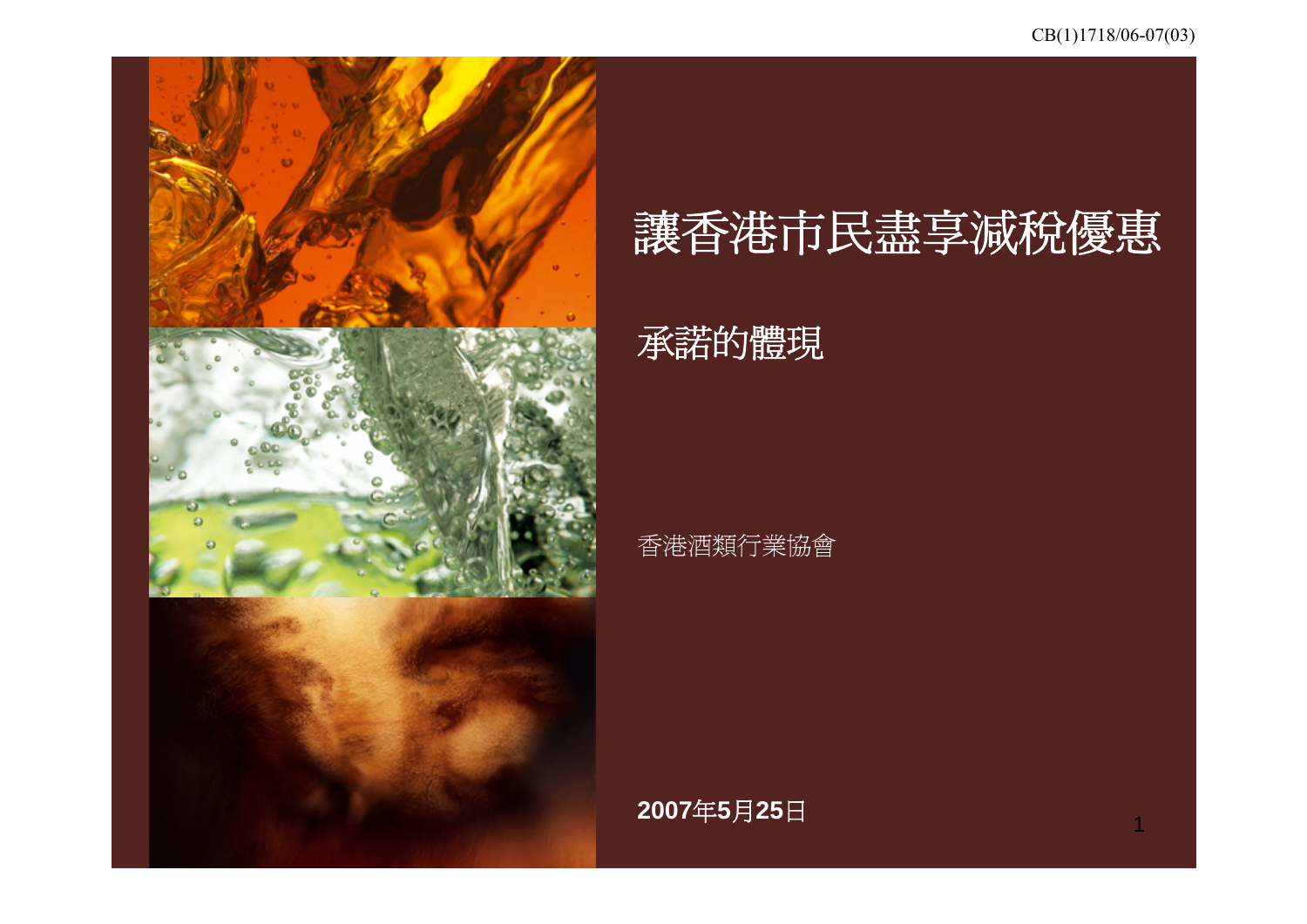CB(1)1718/06-07(03)

# 讓香港市民盡享減稅優惠

## 承諾的體現

香港酒類行業協會

**2007年5月25日**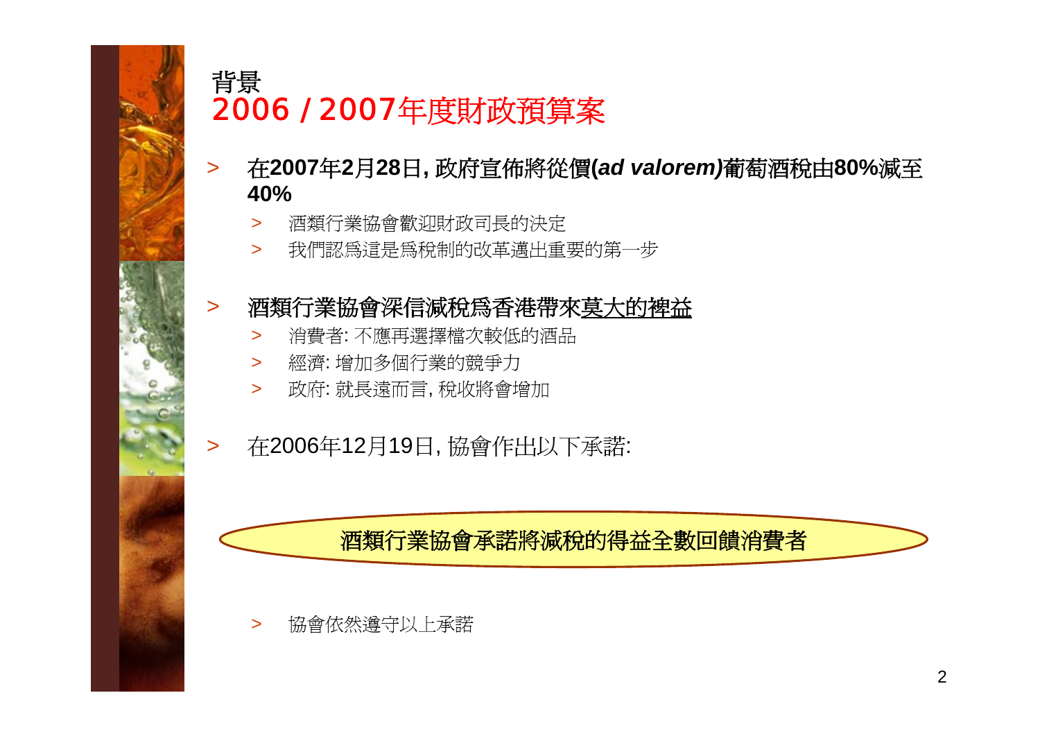# 背景
## 2006 / 2007年度財政預算案

- **在2007年2月28日, 政府宣佈將從價(*ad valorem*)葡萄酒稅由80%減至40%**
  - 酒類行業協會歡迎財政司長的決定
  - 我們認爲這是爲稅制的改革邁出重要的第一步

- 酒類行業協會深信減稅爲香港帶來莫大的裨益
  - 消費者: 不應再選擇檔次較低的酒品
  - 經濟: 增加多個行業的競爭力
  - 政府: 就長遠而言, 稅收將會增加

- 在2006年12月19日, 協會作出以下承諾:

酒類行業協會承諾將減稅的得益全數回饋消費者

  - 協會依然遵守以上承諾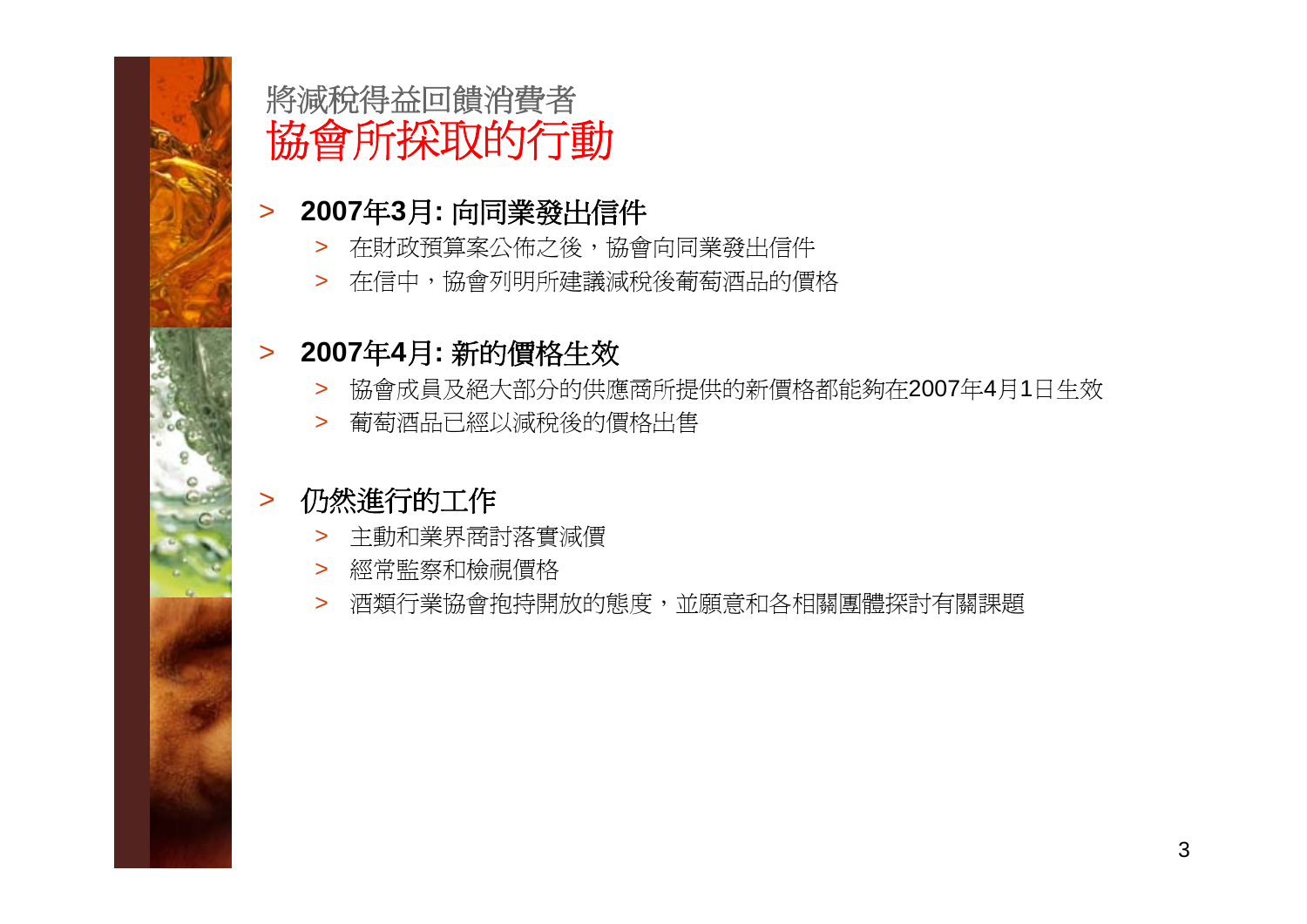## 將減稅得益回饋消費者

# 協會所採取的行動

- **2007年3月: 向同業發出信件**
  - 在財政預算案公佈之後，協會向同業發出信件
  - 在信中，協會列明所建議減稅後葡萄酒品的價格
- **2007年4月: 新的價格生效**
  - 協會成員及絕大部分的供應商所提供的新價格都能夠在2007年4月1日生效
  - 葡萄酒品已經以減稅後的價格出售
- 仍然進行的工作
  - 主動和業界商討落實減價
  - 經常監察和檢視價格
  - 酒類行業協會抱持開放的態度，並願意和各相關團體探討有關課題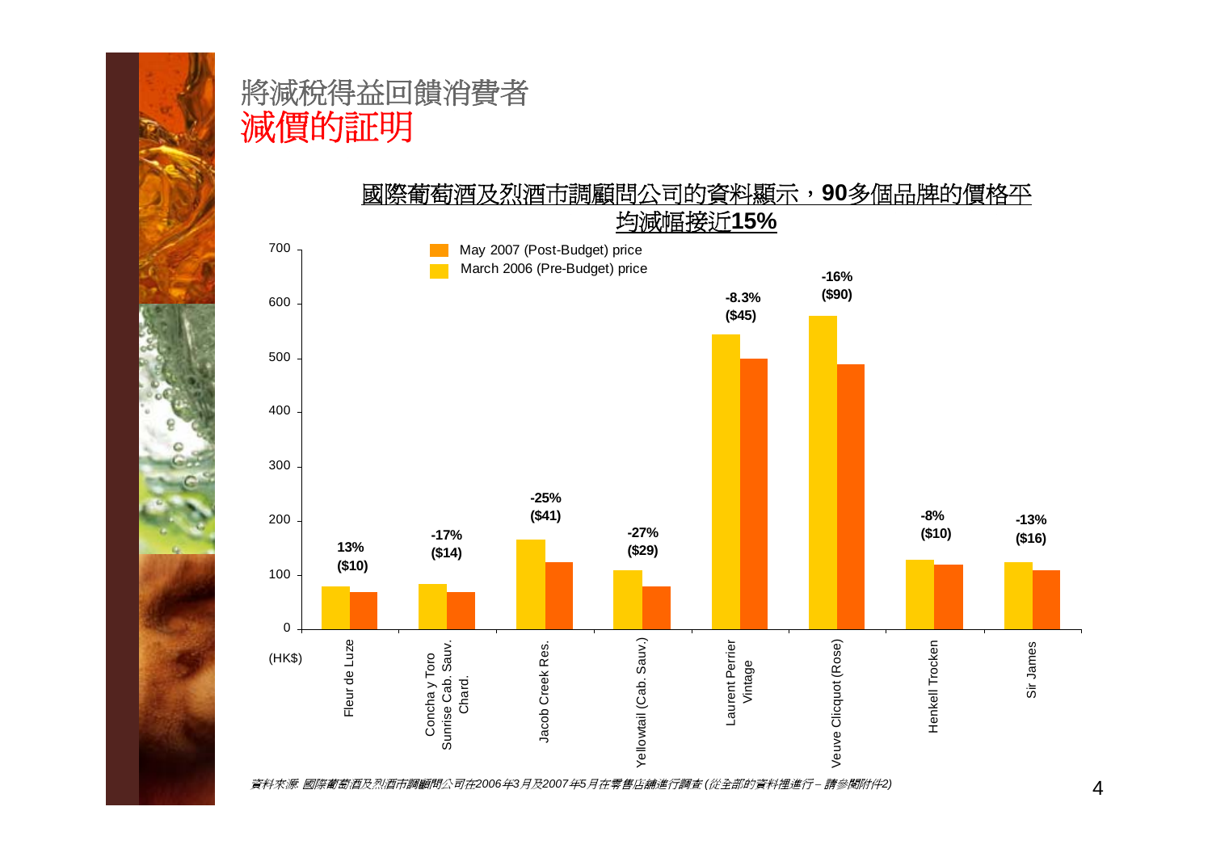# 將減稅得益回饋消費者
# 減價的証明

**國際葡萄酒及烈酒市調顧問公司的資料顯示，90多個品牌的價格平均減幅接近15%**

| (HK$) | March 2006 (Pre-Budget) price | May 2007 (Post-Budget) price | Change |
|---|---|---|---|
| Fleur de Luze | ~80 | ~70 | 13% ($10) |
| Concha y Toro Sunrise Cab. Sauv. Chard. | ~84 | ~70 | -17% ($14) |
| Jacob Creek Res. | ~165 | ~124 | -25% ($41) |
| Yellowtail (Cab. Sauv.) | ~109 | ~80 | -27% ($29) |
| Laurent Perrier Vintage | ~545 | ~500 | -8.3% ($45) |
| Veuve Clicquot (Rose) | ~580 | ~490 | -16% ($90) |
| Henkell Trocken | ~129 | ~119 | -8% ($10) |
| Sir James | ~125 | ~109 | -13% ($16) |

*資料來源: 國際葡萄酒及烈酒市調顧問公司在2006年3月及2007年5月在零售店舖進行調查 (從全部的資料裡進行 – 請參閱附件2)*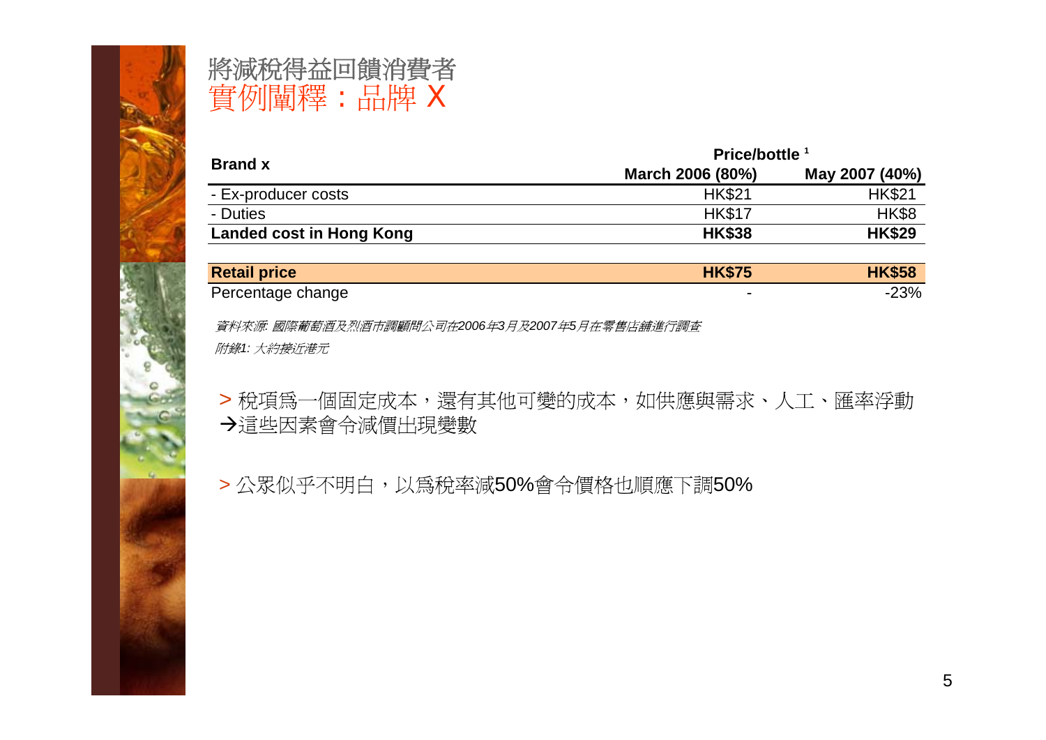# 將減稅得益回饋消費者

## 實例闡釋：品牌 X

| Brand x | Price/bottle [1] | |
|---|---|---|
| | March 2006 (80%) | May 2007 (40%) |
| - Ex-producer costs | HK$21 | HK$21 |
| - Duties | HK$17 | HK$8 |
| **Landed cost in Hong Kong** | **HK$38** | **HK$29** |
| **Retail price** | **HK$75** | **HK$58** |
| Percentage change | - | -23% |

*資料來源: 國際葡萄酒及烈酒市調顧問公司在2006年3月及2007年5月在零售店舖進行調查*

*附錄1: 大約接近港元*

> 稅項爲一個固定成本，還有其他可變的成本，如供應與需求、人工、匯率浮動
→這些因素會令減價出現變數

> 公眾似乎不明白，以爲稅率減50%會令價格也順應下調50%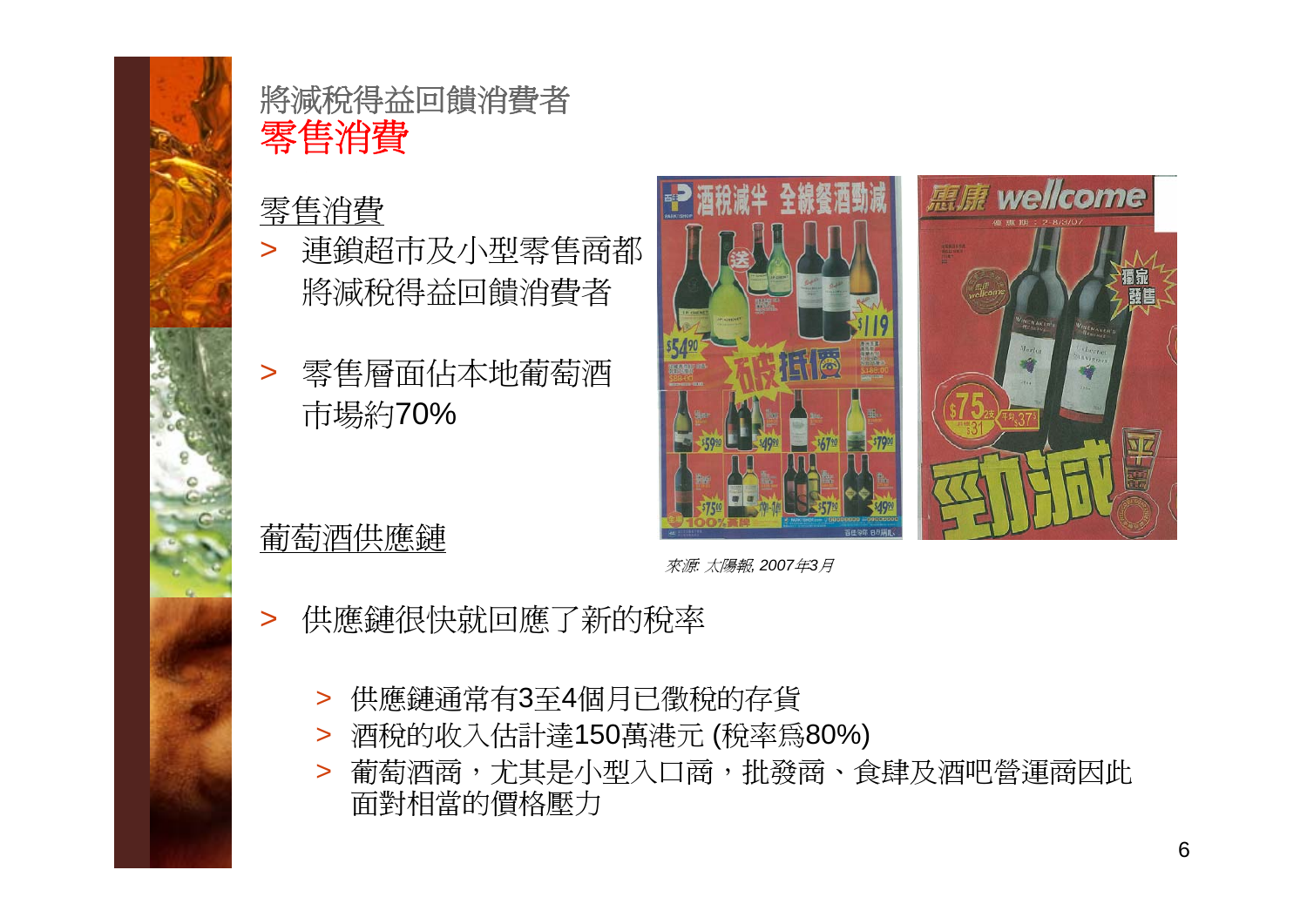# 將減稅得益回饋消費者

## 零售消費

零售消費

- 連鎖超市及小型零售商都將減稅得益回饋消費者
- 零售層面佔本地葡萄酒市場約70%

*來源: 太陽報, 2007年3月*

葡萄酒供應鏈

- 供應鏈很快就回應了新的稅率
  - 供應鏈通常有3至4個月已徵稅的存貨
  - 酒稅的收入估計達150萬港元 (稅率為80%)
  - 葡萄酒商，尤其是小型入口商，批發商、食肆及酒吧營運商因此面對相當的價格壓力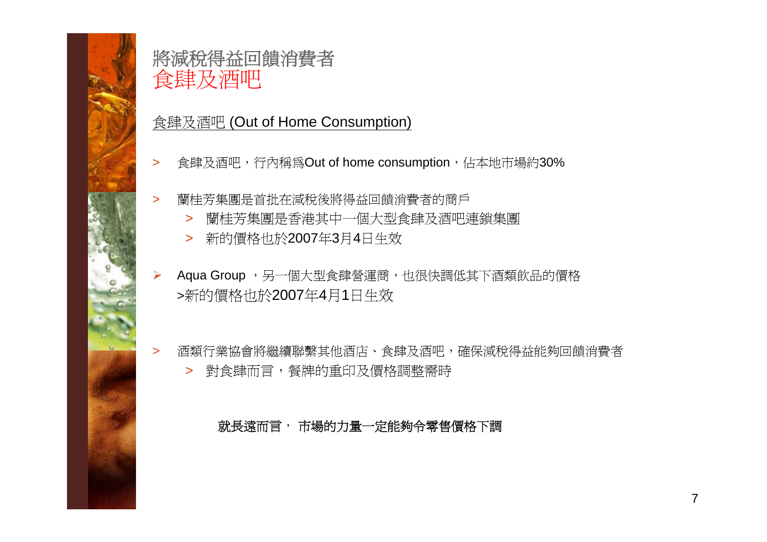# 將減稅得益回饋消費者
## 食肆及酒吧

<u>食肆及酒吧 (Out of Home Consumption)</u>

- 食肆及酒吧，行內稱爲Out of home consumption，佔本地市場約30%
- 蘭桂芳集團是首批在減稅後將得益回饋消費者的商戶
  - 蘭桂芳集團是香港其中一個大型食肆及酒吧連鎖集團
  - 新的價格也於2007年3月4日生效
- Aqua Group ，另一個大型食肆營運商，也很快調低其下酒類飲品的價格
  >新的價格也於2007年4月1日生效
- 酒類行業協會將繼續聯繫其他酒店、食肆及酒吧，確保減稅得益能夠回饋消費者
  - 對食肆而言，餐牌的重印及價格調整需時

**就長遠而言， 市場的力量一定能夠令零售價格下調**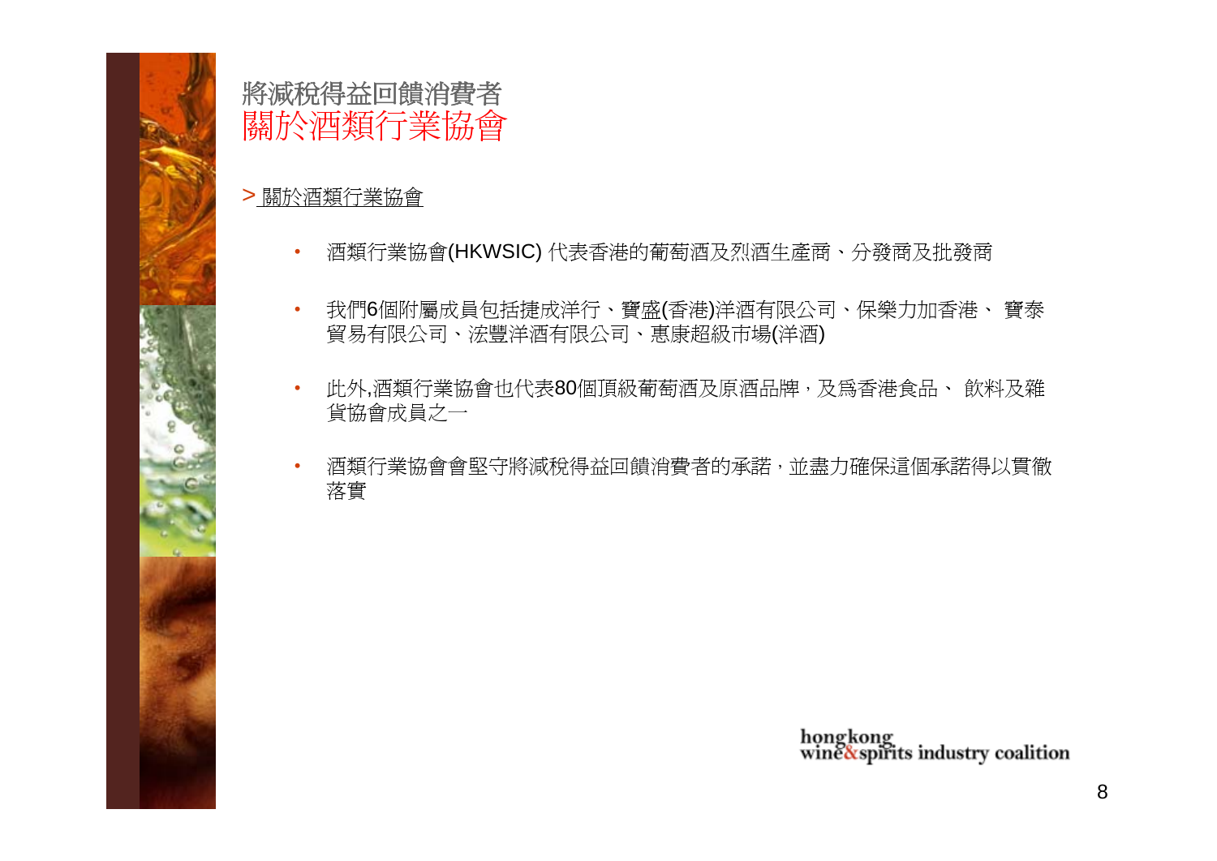# 將減稅得益回饋消費者
## 關於酒類行業協會

> 關於酒類行業協會

- 酒類行業協會(HKWSIC) 代表香港的葡萄酒及烈酒生產商、分發商及批發商
- 我們6個附屬成員包括捷成洋行、寶盛(香港)洋酒有限公司、保樂力加香港、 寶泰貿易有限公司、浤豐洋酒有限公司、惠康超級市場(洋酒)
- 此外,酒類行業協會也代表80個頂級葡萄酒及原酒品牌，及爲香港食品、 飲料及雜貨協會成員之一
- 酒類行業協會會堅守將減稅得益回饋消費者的承諾，並盡力確保這個承諾得以貫徹落實

hongkong wine&spirits industry coalition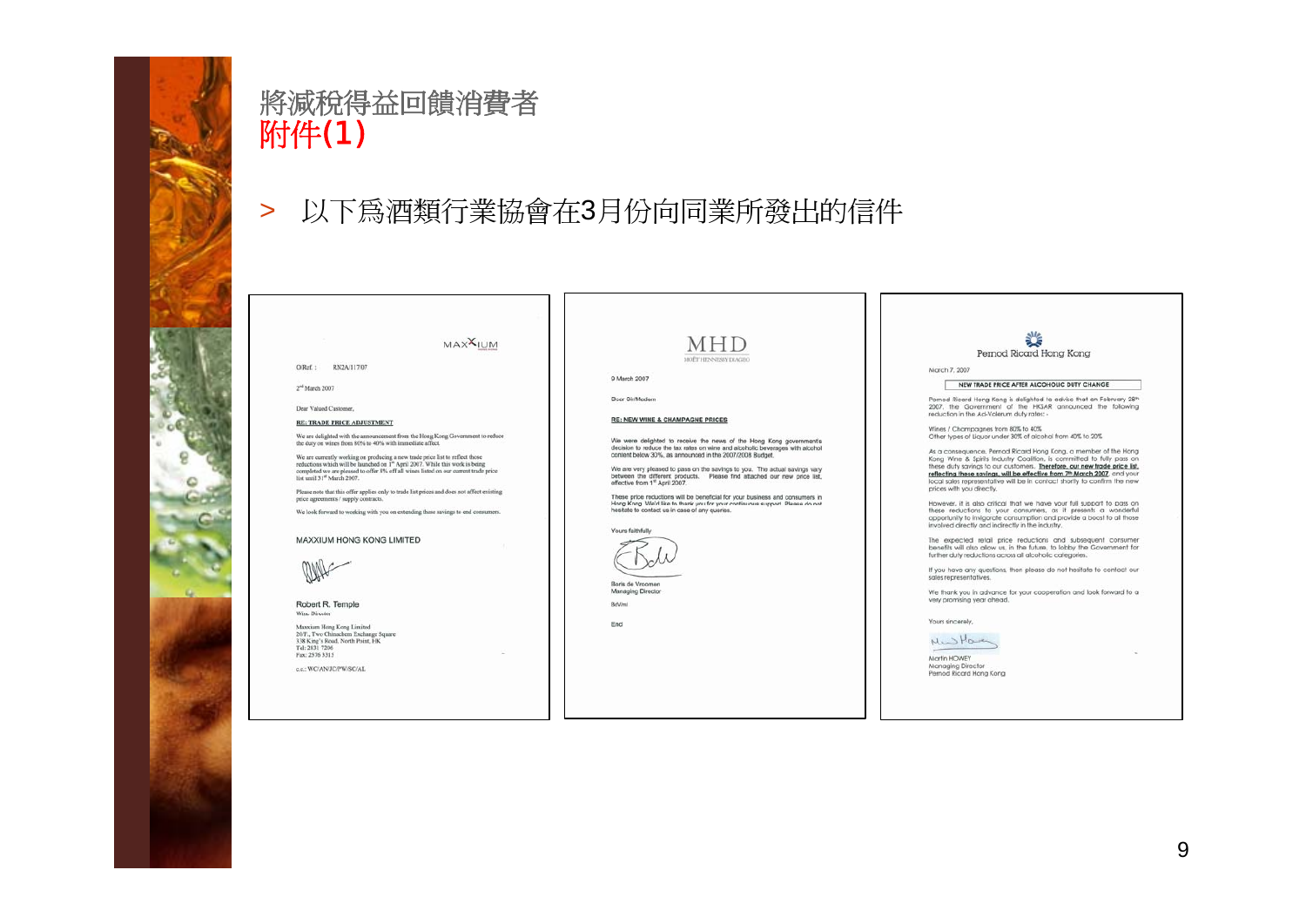# 將減稅得益回饋消費者

## 附件(1)

> 以下為酒類行業協會在3月份向同業所發出的信件

MAXXIUM

O/Ref. : RN2A/117/07

2[nd] March 2007

Dear Valued Customer,

**RE: TRADE PRICE ADJUSTMENT**

We are delighted with the announcement from the Hong Kong Government to reduce the duty on wines from 80% to 40% with immediate affect.

We are currently working on producing a new trade price list to reflect these reductions which will be launched on 1[st] April 2007. While this work is being completed we are pleased to offer 8% off all wines listed on our current trade price list until 31[st] March 2007.

Please note that this offer applies only to trade list prices and does not affect existing price agreements / supply contracts.

We look forward to working with you on extending these savings to end consumers.

MAXXIUM HONG KONG LIMITED

Robert R. Temple
Wine Director

Maxxium Hong Kong Limited
20/F., Two Chinachem Exchange Square
338 King's Road, North Point, HK
Tel: 2131 7206
Fax: 2576 5315

c.c.: WC/AN/JC/PW/SC/AL

---

MHD
MOËT HENNESSY DIAGEO

9 March 2007

Dear Sir/Madam

**RE: NEW WINE & CHAMPAGNE PRICES**

We were delighted to receive the news of the Hong Kong government's decision to reduce the tax rates on wine and alcoholic beverages with alcohol content below 30%, as announced in the 2007/2008 Budget.

We are very pleased to pass on the savings to you. The actual savings vary between the different products. Please find attached our new price list, effective from 1[st] April 2007.

These price reductions will be beneficial for your business and consumers in Hong Kong. We'd like to thank you for your continuous support. Please do not hesitate to contact us in case of any queries.

Yours faithfully

Boris de Vroomen
Managing Director

BdV/mi

End

---

Pernod Ricard Hong Kong

March 7, 2007

**NEW TRADE PRICE AFTER ALCOHOLIC DUTY CHANGE**

Pernod Ricard Hong Kong is delighted to advise that on February 28[th] 2007, the Government of the HKSAR announced the following reduction in the Ad-Valorem duty rates: -

Wines / Champagnes from 80% to 40%
Other types of liquor under 30% of alcohol from 40% to 20%

As a consequence, Pernod Ricard Hong Kong, a member of the Hong Kong Wine & Spirits Industry Coalition, is committed to fully pass on these duty savings to our customers. **Therefore, our new trade price list, reflecting these savings, will be effective from 7[th] March 2007**, and your local sales representative will be in contact shortly to confirm the new prices with you directly.

However, it is also critical that we have your full support to pass on these reductions to your consumers, as it presents a wonderful opportunity to invigorate consumption and provide a boost to all those involved directly and indirectly in the industry.

The expected retail price reductions and subsequent consumer benefits will also allow us, in the future, to lobby the Government for further duty reductions across all alcoholic categories.

If you have any questions, then please do not hesitate to contact our sales representatives.

We thank you in advance for your cooperation and look forward to a very promising year ahead.

Yours sincerely,

Martin HOWEY
Managing Director
Pernod Ricard Hong Kong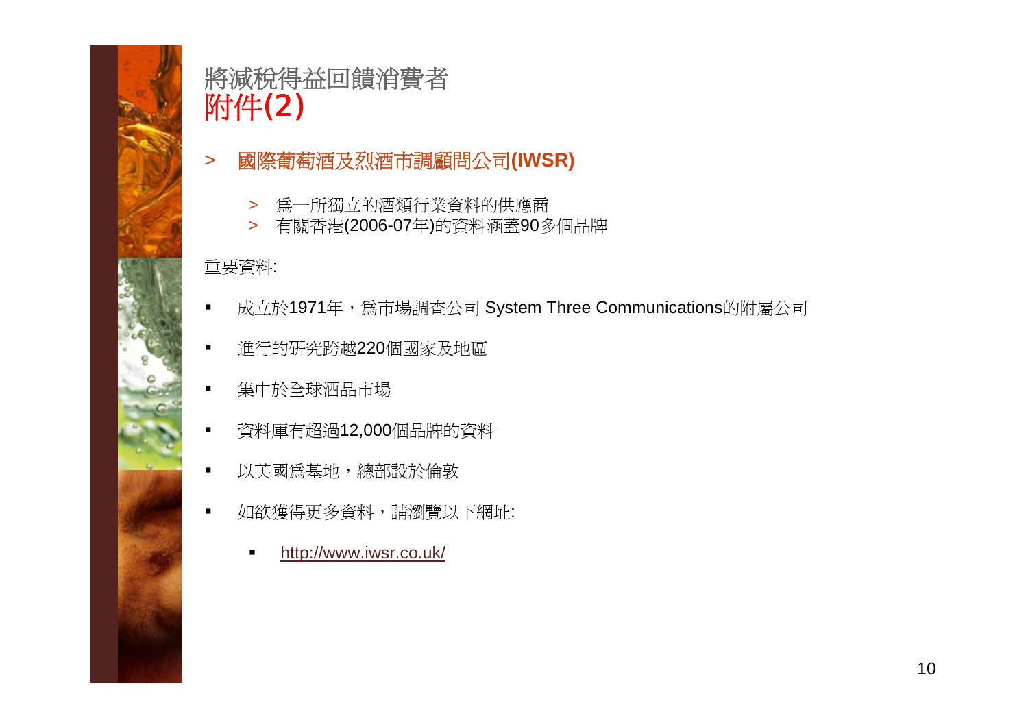# 將減稅得益回饋消費者
# 附件(2)

> **國際葡萄酒及烈酒市調顧問公司(IWSR)**

- > 爲一所獨立的酒類行業資料的供應商
- > 有關香港(2006-07年)的資料涵蓋90多個品牌

重要資料:

- 成立於1971年，爲市場調查公司 System Three Communications的附屬公司
- 進行的研究跨越220個國家及地區
- 集中於全球酒品市場
- 資料庫有超過12,000個品牌的資料
- 以英國爲基地，總部設於倫敦
- 如欲獲得更多資料，請瀏覽以下網址:
  - http://www.iwsr.co.uk/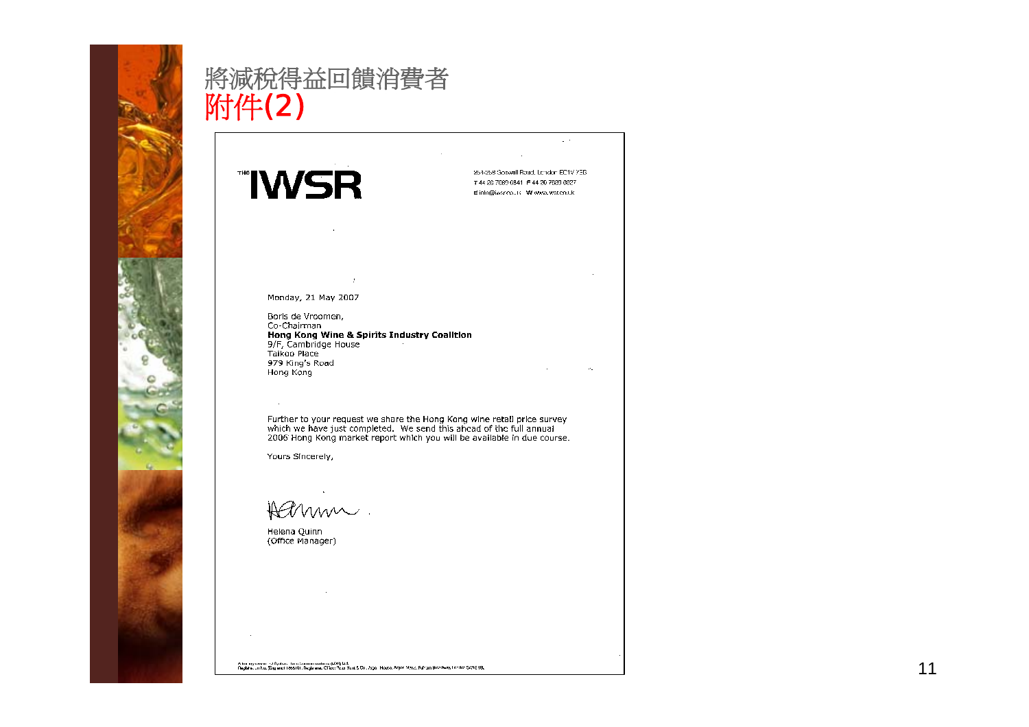# 將減稅得益回饋消費者
# 附件(2)

THE **IWSR**

254-258 Goswell Road, London EC1V 7EG
T 44 20 7689 0841 F 44 20 7689 0827
E info@iwsr.co.uk W www.iwsr.co.uk

Monday, 21 May 2007

Boris de Vroomen,
Co-Chairman
**Hong Kong Wine & Spirits Industry Coalition**
9/F, Cambridge House
Taikoo Place
979 King's Road
Hong Kong

Further to your request we share the Hong Kong wine retail price survey which we have just completed. We send this ahead of the full annual 2006 Hong Kong market report which you will be available in due course.

Yours Sincerely,

Helena Quinn
(Office Manager)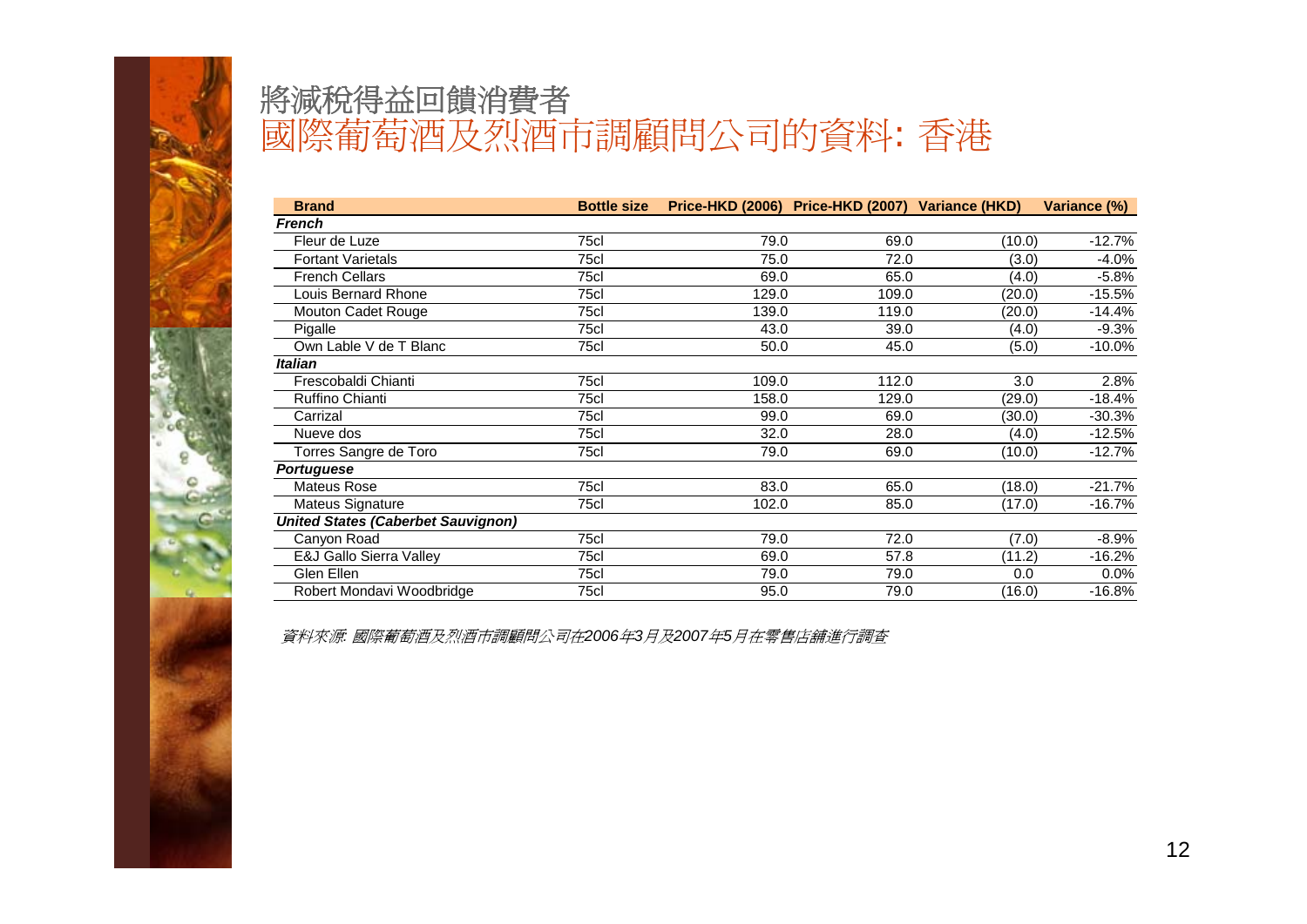# 將減稅得益回饋消費者

## 國際葡萄酒及烈酒市調顧問公司的資料: 香港

| Brand | Bottle size | Price-HKD (2006) | Price-HKD (2007) | Variance (HKD) | Variance (%) |
|---|---|---|---|---|---|
| ***French*** | | | | | |
| Fleur de Luze | 75cl | 79.0 | 69.0 | (10.0) | -12.7% |
| Fortant Varietals | 75cl | 75.0 | 72.0 | (3.0) | -4.0% |
| French Cellars | 75cl | 69.0 | 65.0 | (4.0) | -5.8% |
| Louis Bernard Rhone | 75cl | 129.0 | 109.0 | (20.0) | -15.5% |
| Mouton Cadet Rouge | 75cl | 139.0 | 119.0 | (20.0) | -14.4% |
| Pigalle | 75cl | 43.0 | 39.0 | (4.0) | -9.3% |
| Own Lable V de T Blanc | 75cl | 50.0 | 45.0 | (5.0) | -10.0% |
| ***Italian*** | | | | | |
| Frescobaldi Chianti | 75cl | 109.0 | 112.0 | 3.0 | 2.8% |
| Ruffino Chianti | 75cl | 158.0 | 129.0 | (29.0) | -18.4% |
| Carrizal | 75cl | 99.0 | 69.0 | (30.0) | -30.3% |
| Nueve dos | 75cl | 32.0 | 28.0 | (4.0) | -12.5% |
| Torres Sangre de Toro | 75cl | 79.0 | 69.0 | (10.0) | -12.7% |
| ***Portuguese*** | | | | | |
| Mateus Rose | 75cl | 83.0 | 65.0 | (18.0) | -21.7% |
| Mateus Signature | 75cl | 102.0 | 85.0 | (17.0) | -16.7% |
| ***United States (Caberbet Sauvignon)*** | | | | | |
| Canyon Road | 75cl | 79.0 | 72.0 | (7.0) | -8.9% |
| E&J Gallo Sierra Valley | 75cl | 69.0 | 57.8 | (11.2) | -16.2% |
| Glen Ellen | 75cl | 79.0 | 79.0 | 0.0 | 0.0% |
| Robert Mondavi Woodbridge | 75cl | 95.0 | 79.0 | (16.0) | -16.8% |

*資料來源: 國際葡萄酒及烈酒市調顧問公司在2006年3月及2007年5月在零售店舖進行調查*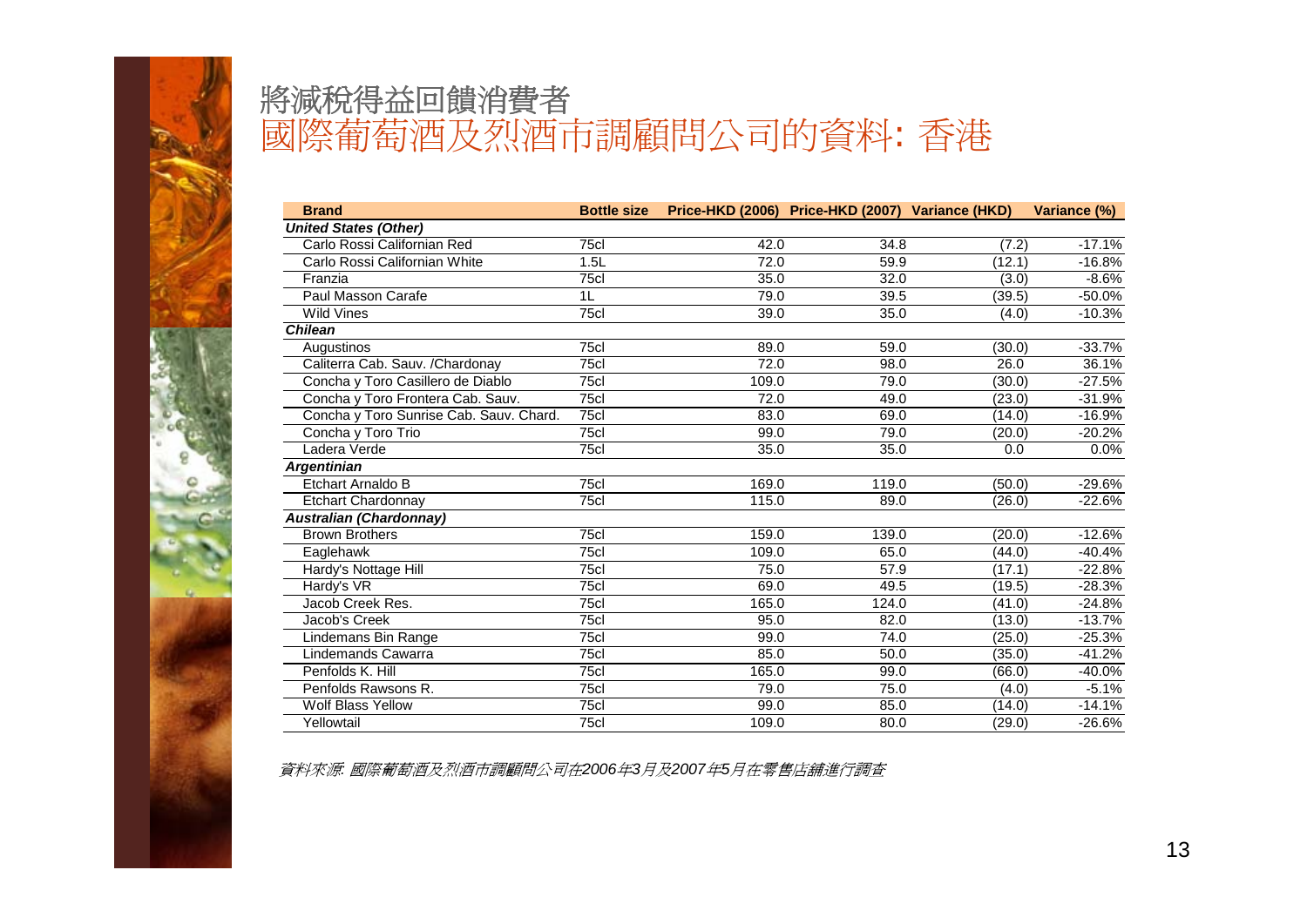# 將減稅得益回饋消費者

## 國際葡萄酒及烈酒市調顧問公司的資料: 香港

| Brand | Bottle size | Price-HKD (2006) | Price-HKD (2007) | Variance (HKD) | Variance (%) |
|---|---|---|---|---|---|
| ***United States (Other)*** | | | | | |
| Carlo Rossi Californian Red | 75cl | 42.0 | 34.8 | (7.2) | -17.1% |
| Carlo Rossi Californian White | 1.5L | 72.0 | 59.9 | (12.1) | -16.8% |
| Franzia | 75cl | 35.0 | 32.0 | (3.0) | -8.6% |
| Paul Masson Carafe | 1L | 79.0 | 39.5 | (39.5) | -50.0% |
| Wild Vines | 75cl | 39.0 | 35.0 | (4.0) | -10.3% |
| ***Chilean*** | | | | | |
| Augustinos | 75cl | 89.0 | 59.0 | (30.0) | -33.7% |
| Caliterra Cab. Sauv. /Chardonay | 75cl | 72.0 | 98.0 | 26.0 | 36.1% |
| Concha y Toro Casillero de Diablo | 75cl | 109.0 | 79.0 | (30.0) | -27.5% |
| Concha y Toro Frontera Cab. Sauv. | 75cl | 72.0 | 49.0 | (23.0) | -31.9% |
| Concha y Toro Sunrise Cab. Sauv. Chard. | 75cl | 83.0 | 69.0 | (14.0) | -16.9% |
| Concha y Toro Trio | 75cl | 99.0 | 79.0 | (20.0) | -20.2% |
| Ladera Verde | 75cl | 35.0 | 35.0 | 0.0 | 0.0% |
| ***Argentinian*** | | | | | |
| Etchart Arnaldo B | 75cl | 169.0 | 119.0 | (50.0) | -29.6% |
| Etchart Chardonnay | 75cl | 115.0 | 89.0 | (26.0) | -22.6% |
| ***Australian (Chardonnay)*** | | | | | |
| Brown Brothers | 75cl | 159.0 | 139.0 | (20.0) | -12.6% |
| Eaglehawk | 75cl | 109.0 | 65.0 | (44.0) | -40.4% |
| Hardy's Nottage Hill | 75cl | 75.0 | 57.9 | (17.1) | -22.8% |
| Hardy's VR | 75cl | 69.0 | 49.5 | (19.5) | -28.3% |
| Jacob Creek Res. | 75cl | 165.0 | 124.0 | (41.0) | -24.8% |
| Jacob's Creek | 75cl | 95.0 | 82.0 | (13.0) | -13.7% |
| Lindemans Bin Range | 75cl | 99.0 | 74.0 | (25.0) | -25.3% |
| Lindemands Cawarra | 75cl | 85.0 | 50.0 | (35.0) | -41.2% |
| Penfolds K. Hill | 75cl | 165.0 | 99.0 | (66.0) | -40.0% |
| Penfolds Rawsons R. | 75cl | 79.0 | 75.0 | (4.0) | -5.1% |
| Wolf Blass Yellow | 75cl | 99.0 | 85.0 | (14.0) | -14.1% |
| Yellowtail | 75cl | 109.0 | 80.0 | (29.0) | -26.6% |

*資料來源: 國際葡萄酒及烈酒市調顧問公司在2006年3月及2007年5月在零售店鋪進行調查*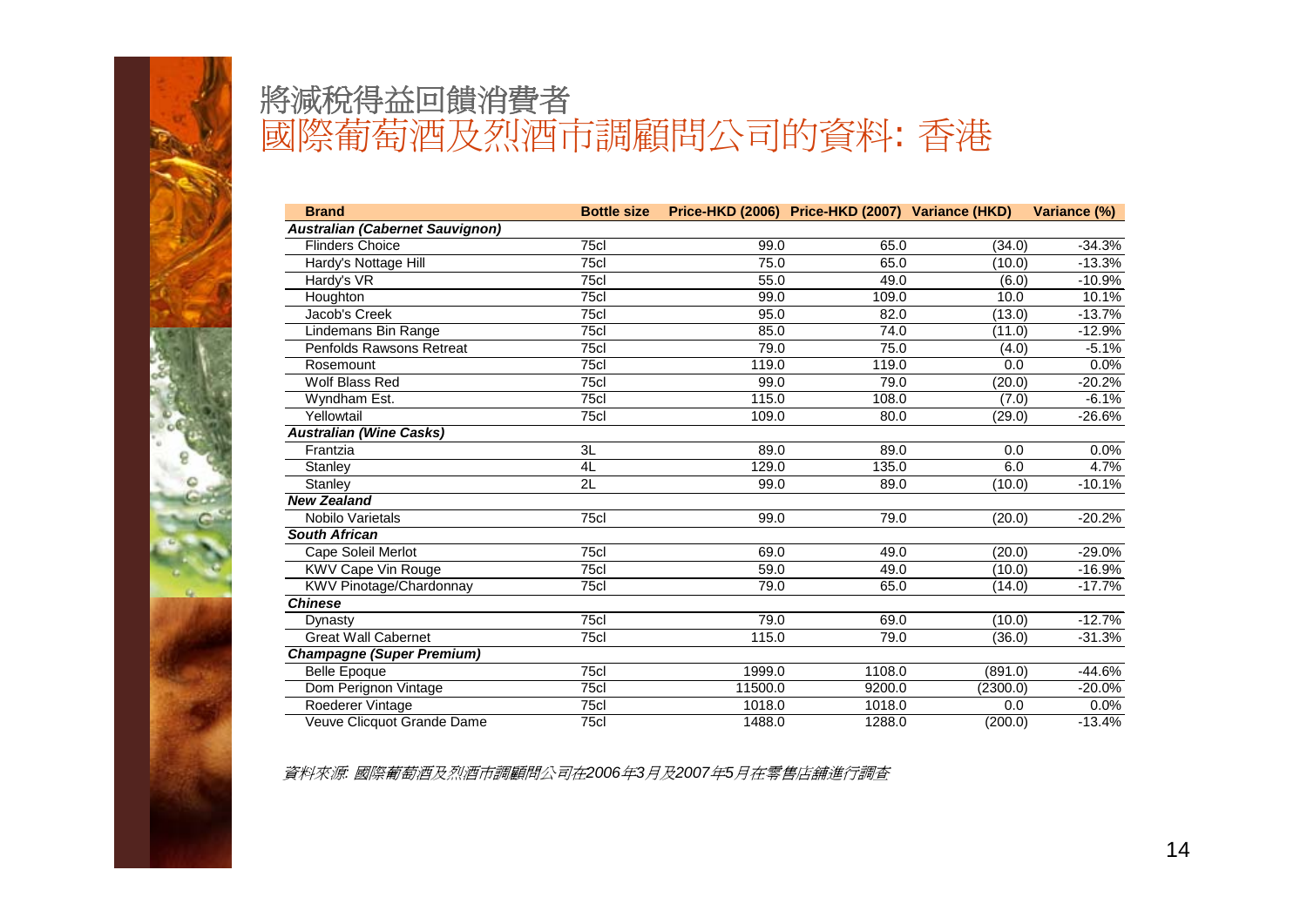# 將減稅得益回饋消費者

## 國際葡萄酒及烈酒市調顧問公司的資料: 香港

| Brand | Bottle size | Price-HKD (2006) | Price-HKD (2007) | Variance (HKD) | Variance (%) |
|---|---|---|---|---|---|
| ***Australian (Cabernet Sauvignon)*** | | | | | |
| Flinders Choice | 75cl | 99.0 | 65.0 | (34.0) | -34.3% |
| Hardy's Nottage Hill | 75cl | 75.0 | 65.0 | (10.0) | -13.3% |
| Hardy's VR | 75cl | 55.0 | 49.0 | (6.0) | -10.9% |
| Houghton | 75cl | 99.0 | 109.0 | 10.0 | 10.1% |
| Jacob's Creek | 75cl | 95.0 | 82.0 | (13.0) | -13.7% |
| Lindemans Bin Range | 75cl | 85.0 | 74.0 | (11.0) | -12.9% |
| Penfolds Rawsons Retreat | 75cl | 79.0 | 75.0 | (4.0) | -5.1% |
| Rosemount | 75cl | 119.0 | 119.0 | 0.0 | 0.0% |
| Wolf Blass Red | 75cl | 99.0 | 79.0 | (20.0) | -20.2% |
| Wyndham Est. | 75cl | 115.0 | 108.0 | (7.0) | -6.1% |
| Yellowtail | 75cl | 109.0 | 80.0 | (29.0) | -26.6% |
| ***Australian (Wine Casks)*** | | | | | |
| Frantzia | 3L | 89.0 | 89.0 | 0.0 | 0.0% |
| Stanley | 4L | 129.0 | 135.0 | 6.0 | 4.7% |
| Stanley | 2L | 99.0 | 89.0 | (10.0) | -10.1% |
| ***New Zealand*** | | | | | |
| Nobilo Varietals | 75cl | 99.0 | 79.0 | (20.0) | -20.2% |
| ***South African*** | | | | | |
| Cape Soleil Merlot | 75cl | 69.0 | 49.0 | (20.0) | -29.0% |
| KWV Cape Vin Rouge | 75cl | 59.0 | 49.0 | (10.0) | -16.9% |
| KWV Pinotage/Chardonnay | 75cl | 79.0 | 65.0 | (14.0) | -17.7% |
| ***Chinese*** | | | | | |
| Dynasty | 75cl | 79.0 | 69.0 | (10.0) | -12.7% |
| Great Wall Cabernet | 75cl | 115.0 | 79.0 | (36.0) | -31.3% |
| ***Champagne (Super Premium)*** | | | | | |
| Belle Epoque | 75cl | 1999.0 | 1108.0 | (891.0) | -44.6% |
| Dom Perignon Vintage | 75cl | 11500.0 | 9200.0 | (2300.0) | -20.0% |
| Roederer Vintage | 75cl | 1018.0 | 1018.0 | 0.0 | 0.0% |
| Veuve Clicquot Grande Dame | 75cl | 1488.0 | 1288.0 | (200.0) | -13.4% |

*資料來源: 國際葡萄酒及烈酒市調顧問公司在2006年3月及2007年5月在零售店鋪進行調查*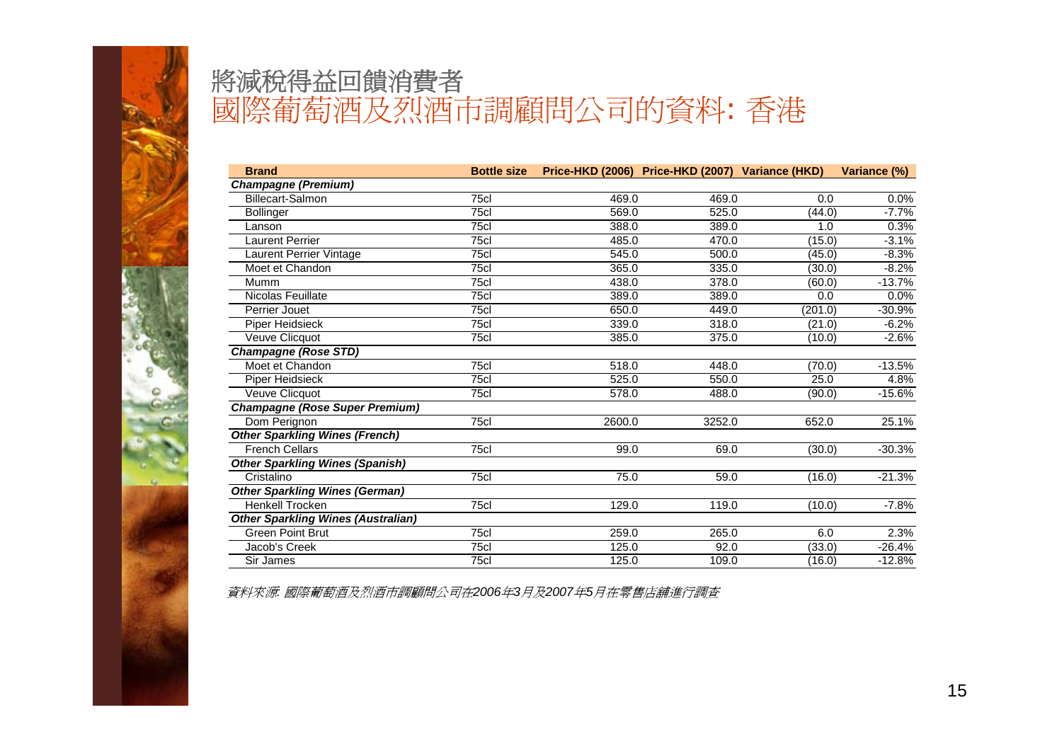# 將減稅得益回饋消費者

## 國際葡萄酒及烈酒市調顧問公司的資料: 香港

| Brand | Bottle size | Price-HKD (2006) | Price-HKD (2007) | Variance (HKD) | Variance (%) |
|---|---|---|---|---|---|
| ***Champagne (Premium)*** | | | | | |
| Billecart-Salmon | 75cl | 469.0 | 469.0 | 0.0 | 0.0% |
| Bollinger | 75cl | 569.0 | 525.0 | (44.0) | -7.7% |
| Lanson | 75cl | 388.0 | 389.0 | 1.0 | 0.3% |
| Laurent Perrier | 75cl | 485.0 | 470.0 | (15.0) | -3.1% |
| Laurent Perrier Vintage | 75cl | 545.0 | 500.0 | (45.0) | -8.3% |
| Moet et Chandon | 75cl | 365.0 | 335.0 | (30.0) | -8.2% |
| Mumm | 75cl | 438.0 | 378.0 | (60.0) | -13.7% |
| Nicolas Feuillate | 75cl | 389.0 | 389.0 | 0.0 | 0.0% |
| Perrier Jouet | 75cl | 650.0 | 449.0 | (201.0) | -30.9% |
| Piper Heidsieck | 75cl | 339.0 | 318.0 | (21.0) | -6.2% |
| Veuve Clicquot | 75cl | 385.0 | 375.0 | (10.0) | -2.6% |
| ***Champagne (Rose STD)*** | | | | | |
| Moet et Chandon | 75cl | 518.0 | 448.0 | (70.0) | -13.5% |
| Piper Heidsieck | 75cl | 525.0 | 550.0 | 25.0 | 4.8% |
| Veuve Clicquot | 75cl | 578.0 | 488.0 | (90.0) | -15.6% |
| ***Champagne (Rose Super Premium)*** | | | | | |
| Dom Perignon | 75cl | 2600.0 | 3252.0 | 652.0 | 25.1% |
| ***Other Sparkling Wines (French)*** | | | | | |
| French Cellars | 75cl | 99.0 | 69.0 | (30.0) | -30.3% |
| ***Other Sparkling Wines (Spanish)*** | | | | | |
| Cristalino | 75cl | 75.0 | 59.0 | (16.0) | -21.3% |
| ***Other Sparkling Wines (German)*** | | | | | |
| Henkell Trocken | 75cl | 129.0 | 119.0 | (10.0) | -7.8% |
| ***Other Sparkling Wines (Australian)*** | | | | | |
| Green Point Brut | 75cl | 259.0 | 265.0 | 6.0 | 2.3% |
| Jacob's Creek | 75cl | 125.0 | 92.0 | (33.0) | -26.4% |
| Sir James | 75cl | 125.0 | 109.0 | (16.0) | -12.8% |

*資料來源: 國際葡萄酒及烈酒市調顧問公司在2006年3月及2007年5月在零售店舖進行調查*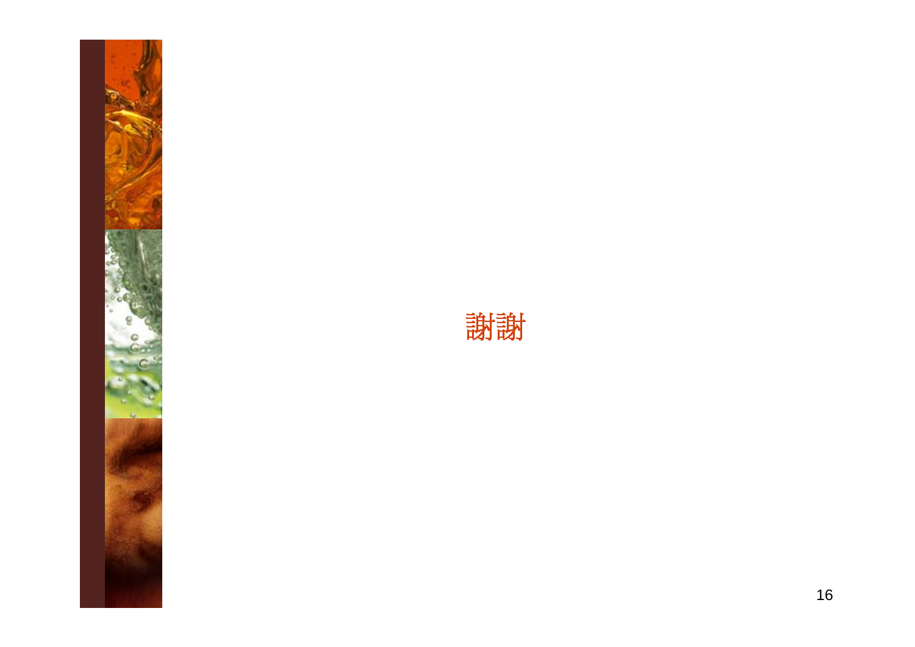謝謝